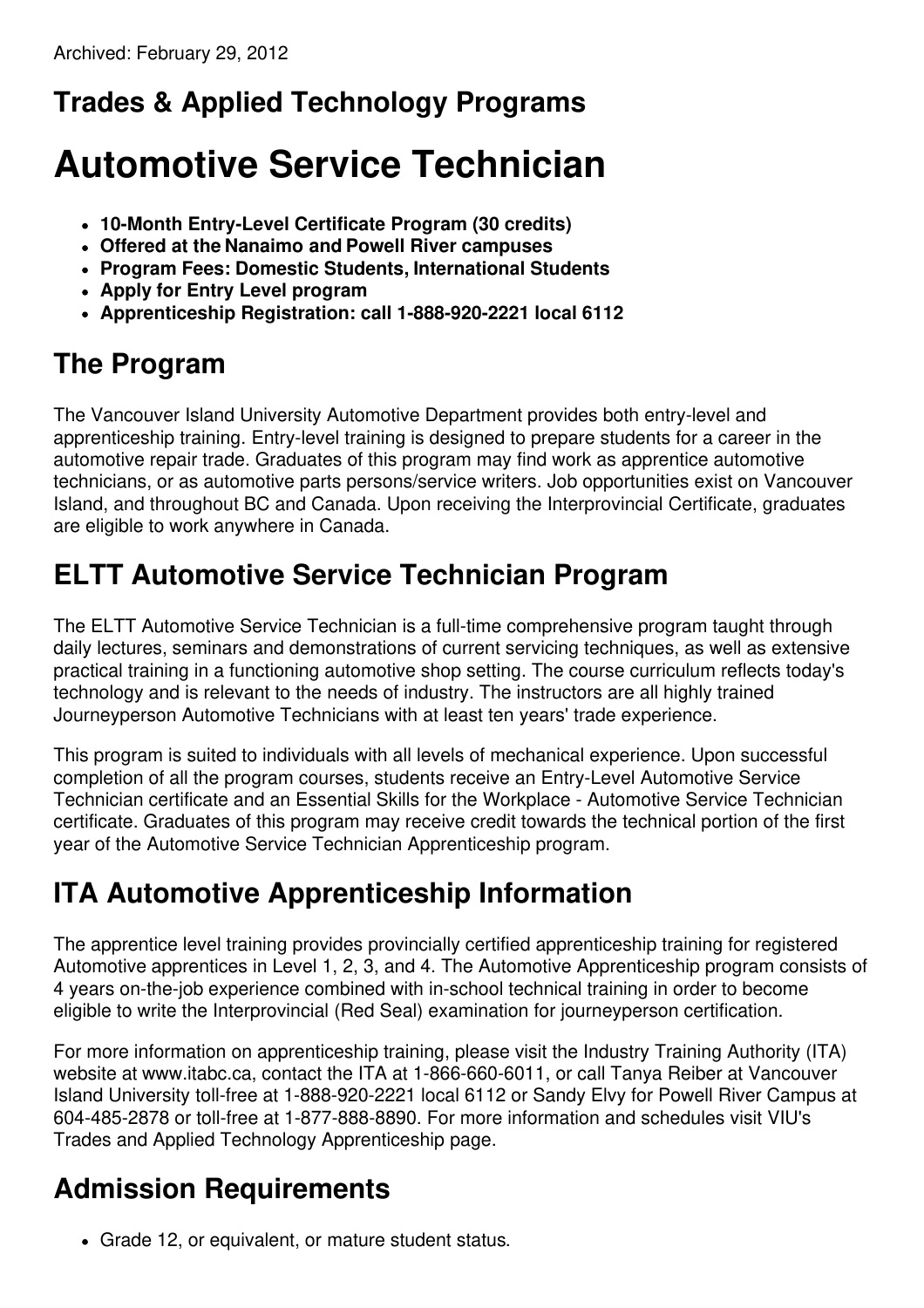Archived: February 29, 2012

## Trades & Applied Technology Programs

# Automotive Service Technician

- **10-Month Entry-Level Certificate Program (30 credits)**
- **Offered at the Nanaimo and Powell River campuses**
- **Program Fees: Domestic Students, International Students**
- **Apply for Entry Level program**
- **Apprenticeship Registration: call 1-888-920-2221 local 6112**

## The Program

The Vancouver Island University Automotive Department provides both entry-level and apprenticeship training. Entry-level training is designed to prepare students for a career in the automotive repair trade. Graduates of this program may find work as apprentice automotive technicians, or as automotive parts persons/service writers. Job opportunities exist on Vancouver Island, and throughout BC and Canada. Upon receiving the Interprovincial Certificate, graduates are eligible to work anywhere in Canada.

## ELTT Automotive Service Technician Program

The ELTT Automotive Service Technician is a full-time comprehensive program taught through daily lectures, seminars and demonstrations of current servicing techniques, as well as extensive practical training in a functioning automotive shop setting. The course curriculum reflects today's technology and is relevant to the needs of industry. The instructors are all highly trained Journeyperson Automotive Technicians with at least ten years' trade experience.

This program is suited to individuals with all levels of mechanical experience. Upon successful completion of all the program courses, students receive an Entry-Level Automotive Service Technician certificate and an Essential Skills for the Workplace - Automotive Service Technician certificate. Graduates of this program may receive credit towards the technical portion of the first year of the Automotive Service Technician Apprenticeship program.

## ITA Automotive Apprenticeship Information

The apprentice level training provides provincially certified apprenticeship training for registered Automotive apprentices in Level 1, 2, 3, and 4. The Automotive Apprenticeship program consists of 4 years on-the-job experience combined with in-school technical training in order to become eligible to write the Interprovincial (Red Seal) examination for journeyperson certification.

For more information on apprenticeship training, please visit the Industry Training Authority (ITA) website at www.itabc.ca, contact the ITA at 1-866-660-6011, or call Tanya Reiber at Vancouver Island University toll-free at 1-888-920-2221 local 6112 or Sandy Elvy for Powell River Campus at 604-485-2878 or toll-free at 1-877-888-8890. For more information and schedules visit VIU's Trades and Applied Technology Apprenticeship page.

## Admission Requirements

- Grade 12, or equivalent, or mature student status.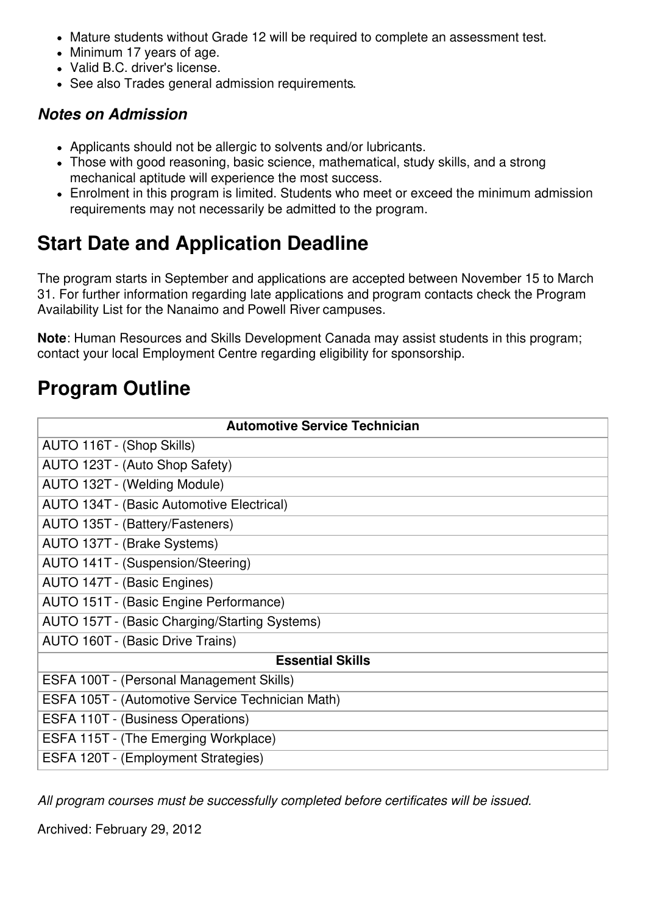- Mature students without Grade 12 will be required to complete an assessment test.
- Minimum 17 years of age.
- Valid B.C. driver's license.
- See also Trades general admission requirements.

### *Notes on Admission*

- Applicants should not be allergic to solvents and/or lubricants.
- Those with good reasoning, basic science, mathematical, study skills, and a strong mechanical aptitude will experience the most success.
- Enrolment in this program is limited. Students who meet or exceed the minimum admission requirements may not necessarily be admitted to the program.

## Start Date and Application Deadline

The program starts in September and applications are accepted between November 15 to March 31. For further information regarding late applications and program contacts check the Program Availability List for the Nanaimo and Powell River campuses.

**Note**: Human Resources and Skills Development Canada may assist students in this program; contact your local Employment Centre regarding eligibility for sponsorship.

## Program Outline

| **Automotive Service Technician** |
|---|
| AUTO 116T - (Shop Skills) |
| AUTO 123T - (Auto Shop Safety) |
| AUTO 132T - (Welding Module) |
| AUTO 134T - (Basic Automotive Electrical) |
| AUTO 135T - (Battery/Fasteners) |
| AUTO 137T - (Brake Systems) |
| AUTO 141T - (Suspension/Steering) |
| AUTO 147T - (Basic Engines) |
| AUTO 151T - (Basic Engine Performance) |
| AUTO 157T - (Basic Charging/Starting Systems) |
| AUTO 160T - (Basic Drive Trains) |
| **Essential Skills** |
| ESFA 100T - (Personal Management Skills) |
| ESFA 105T - (Automotive Service Technician Math) |
| ESFA 110T - (Business Operations) |
| ESFA 115T - (The Emerging Workplace) |
| ESFA 120T - (Employment Strategies) |

*All program courses must be successfully completed before certificates will be issued.*

Archived: February 29, 2012